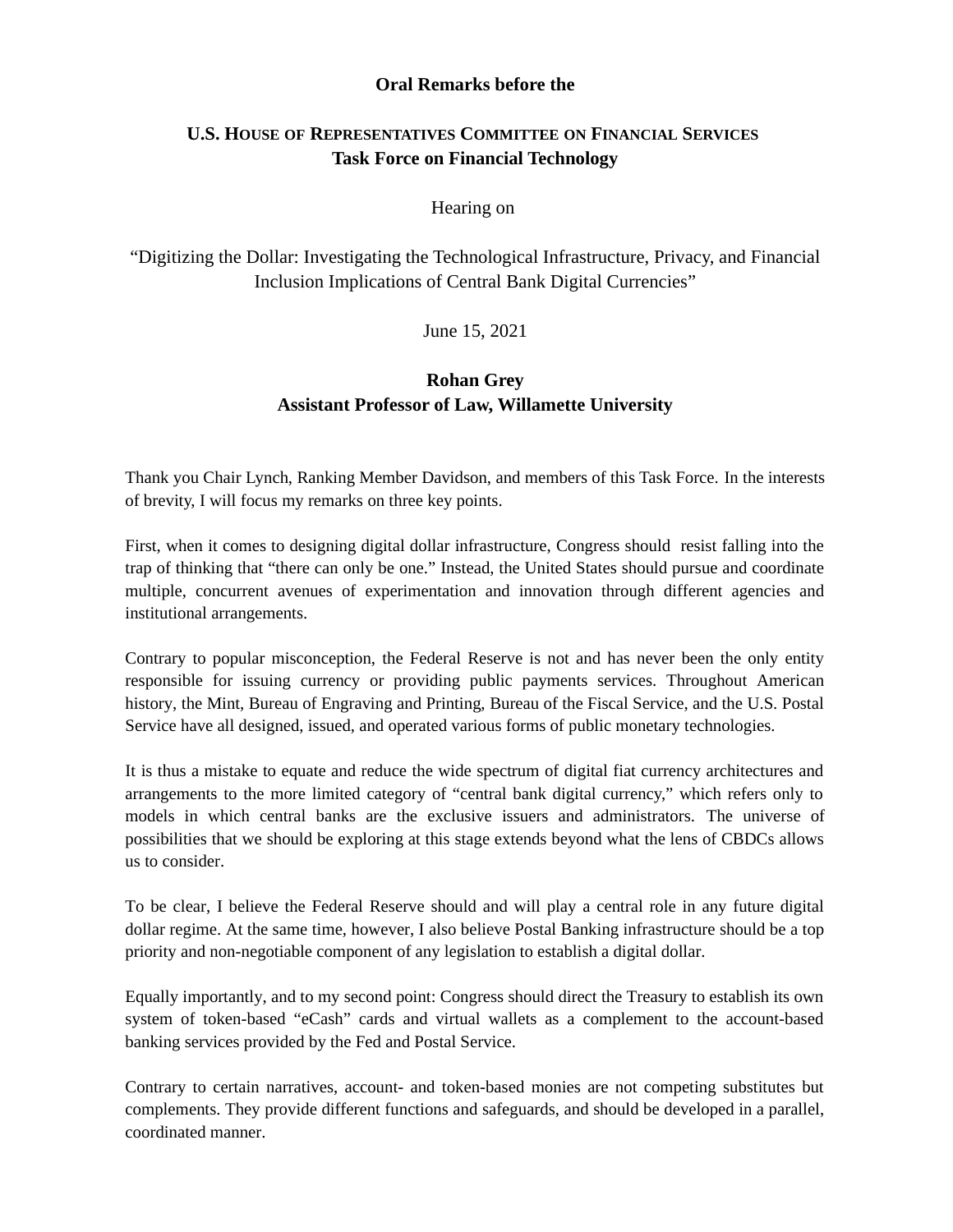**Oral Remarks before the**

## U.S. HOUSE OF REPRESENTATIVES COMMITTEE ON FINANCIAL SERVICES
## Task Force on Financial Technology

Hearing on

"Digitizing the Dollar: Investigating the Technological Infrastructure, Privacy, and Financial Inclusion Implications of Central Bank Digital Currencies"

June 15, 2021

**Rohan Grey**
**Assistant Professor of Law, Willamette University**

Thank you Chair Lynch, Ranking Member Davidson, and members of this Task Force. In the interests of brevity, I will focus my remarks on three key points.

First, when it comes to designing digital dollar infrastructure, Congress should resist falling into the trap of thinking that "there can only be one." Instead, the United States should pursue and coordinate multiple, concurrent avenues of experimentation and innovation through different agencies and institutional arrangements.

Contrary to popular misconception, the Federal Reserve is not and has never been the only entity responsible for issuing currency or providing public payments services. Throughout American history, the Mint, Bureau of Engraving and Printing, Bureau of the Fiscal Service, and the U.S. Postal Service have all designed, issued, and operated various forms of public monetary technologies.

It is thus a mistake to equate and reduce the wide spectrum of digital fiat currency architectures and arrangements to the more limited category of "central bank digital currency," which refers only to models in which central banks are the exclusive issuers and administrators. The universe of possibilities that we should be exploring at this stage extends beyond what the lens of CBDCs allows us to consider.

To be clear, I believe the Federal Reserve should and will play a central role in any future digital dollar regime. At the same time, however, I also believe Postal Banking infrastructure should be a top priority and non-negotiable component of any legislation to establish a digital dollar.

Equally importantly, and to my second point: Congress should direct the Treasury to establish its own system of token-based "eCash" cards and virtual wallets as a complement to the account-based banking services provided by the Fed and Postal Service.

Contrary to certain narratives, account- and token-based monies are not competing substitutes but complements. They provide different functions and safeguards, and should be developed in a parallel, coordinated manner.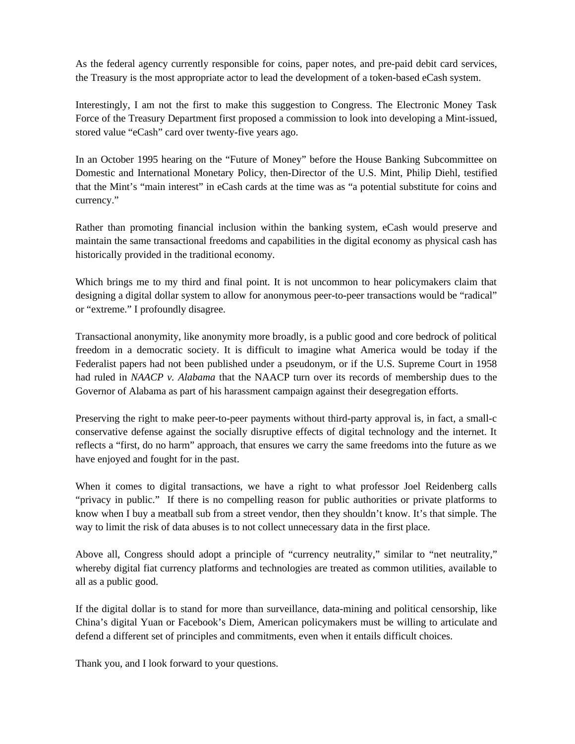As the federal agency currently responsible for coins, paper notes, and pre-paid debit card services, the Treasury is the most appropriate actor to lead the development of a token-based eCash system.

Interestingly, I am not the first to make this suggestion to Congress. The Electronic Money Task Force of the Treasury Department first proposed a commission to look into developing a Mint-issued, stored value "eCash" card over twenty-five years ago.

In an October 1995 hearing on the "Future of Money" before the House Banking Subcommittee on Domestic and International Monetary Policy, then-Director of the U.S. Mint, Philip Diehl, testified that the Mint's "main interest" in eCash cards at the time was as "a potential substitute for coins and currency."

Rather than promoting financial inclusion within the banking system, eCash would preserve and maintain the same transactional freedoms and capabilities in the digital economy as physical cash has historically provided in the traditional economy.

Which brings me to my third and final point. It is not uncommon to hear policymakers claim that designing a digital dollar system to allow for anonymous peer-to-peer transactions would be "radical" or "extreme." I profoundly disagree.

Transactional anonymity, like anonymity more broadly, is a public good and core bedrock of political freedom in a democratic society. It is difficult to imagine what America would be today if the Federalist papers had not been published under a pseudonym, or if the U.S. Supreme Court in 1958 had ruled in *NAACP v. Alabama* that the NAACP turn over its records of membership dues to the Governor of Alabama as part of his harassment campaign against their desegregation efforts.

Preserving the right to make peer-to-peer payments without third-party approval is, in fact, a small-c conservative defense against the socially disruptive effects of digital technology and the internet. It reflects a "first, do no harm" approach, that ensures we carry the same freedoms into the future as we have enjoyed and fought for in the past.

When it comes to digital transactions, we have a right to what professor Joel Reidenberg calls "privacy in public." If there is no compelling reason for public authorities or private platforms to know when I buy a meatball sub from a street vendor, then they shouldn't know. It's that simple. The way to limit the risk of data abuses is to not collect unnecessary data in the first place.

Above all, Congress should adopt a principle of "currency neutrality," similar to "net neutrality," whereby digital fiat currency platforms and technologies are treated as common utilities, available to all as a public good.

If the digital dollar is to stand for more than surveillance, data-mining and political censorship, like China's digital Yuan or Facebook's Diem, American policymakers must be willing to articulate and defend a different set of principles and commitments, even when it entails difficult choices.

Thank you, and I look forward to your questions.